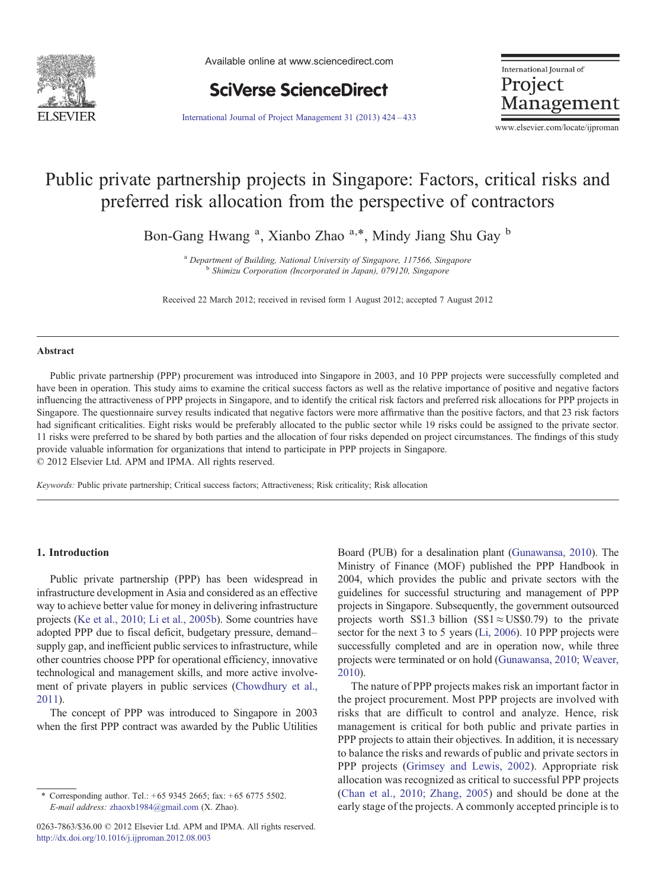# Public private partnership projects in Singapore: Factors, critical risks and preferred risk allocation from the perspective of contractors

Bon-Gang Hwang [a], Xianbo Zhao [a,*], Mindy Jiang Shu Gay [b]

[a] *Department of Building, National University of Singapore, 117566, Singapore*
[b] *Shimizu Corporation (Incorporated in Japan), 079120, Singapore*

Received 22 March 2012; received in revised form 1 August 2012; accepted 7 August 2012

## Abstract

Public private partnership (PPP) procurement was introduced into Singapore in 2003, and 10 PPP projects were successfully completed and have been in operation. This study aims to examine the critical success factors as well as the relative importance of positive and negative factors influencing the attractiveness of PPP projects in Singapore, and to identify the critical risk factors and preferred risk allocations for PPP projects in Singapore. The questionnaire survey results indicated that negative factors were more affirmative than the positive factors, and that 23 risk factors had significant criticalities. Eight risks would be preferably allocated to the public sector while 19 risks could be assigned to the private sector. 11 risks were preferred to be shared by both parties and the allocation of four risks depended on project circumstances. The findings of this study provide valuable information for organizations that intend to participate in PPP projects in Singapore.

© 2012 Elsevier Ltd. APM and IPMA. All rights reserved.

*Keywords:* Public private partnership; Critical success factors; Attractiveness; Risk criticality; Risk allocation

## 1. Introduction

Public private partnership (PPP) has been widespread in infrastructure development in Asia and considered as an effective way to achieve better value for money in delivering infrastructure projects (Ke et al., 2010; Li et al., 2005b). Some countries have adopted PPP due to fiscal deficit, budgetary pressure, demand–supply gap, and inefficient public services to infrastructure, while other countries choose PPP for operational efficiency, innovative technological and management skills, and more active involvement of private players in public services (Chowdhury et al., 2011).

The concept of PPP was introduced to Singapore in 2003 when the first PPP contract was awarded by the Public Utilities Board (PUB) for a desalination plant (Gunawansa, 2010). The Ministry of Finance (MOF) published the PPP Handbook in 2004, which provides the public and private sectors with the guidelines for successful structuring and management of PPP projects in Singapore. Subsequently, the government outsourced projects worth S$1.3 billion (S$1 ≈ US$0.79) to the private sector for the next 3 to 5 years (Li, 2006). 10 PPP projects were successfully completed and are in operation now, while three projects were terminated or on hold (Gunawansa, 2010; Weaver, 2010).

The nature of PPP projects makes risk an important factor in the project procurement. Most PPP projects are involved with risks that are difficult to control and analyze. Hence, risk management is critical for both public and private parties in PPP projects to attain their objectives. In addition, it is necessary to balance the risks and rewards of public and private sectors in PPP projects (Grimsey and Lewis, 2002). Appropriate risk allocation was recognized as critical to successful PPP projects (Chan et al., 2010; Zhang, 2005) and should be done at the early stage of the projects. A commonly accepted principle is to

---

\* Corresponding author. Tel.: +65 9345 2665; fax: +65 6775 5502.
*E-mail address:* zhaoxb1984@gmail.com (X. Zhao).

0263-7863/$36.00 © 2012 Elsevier Ltd. APM and IPMA. All rights reserved.
http://dx.doi.org/10.1016/j.ijproman.2012.08.003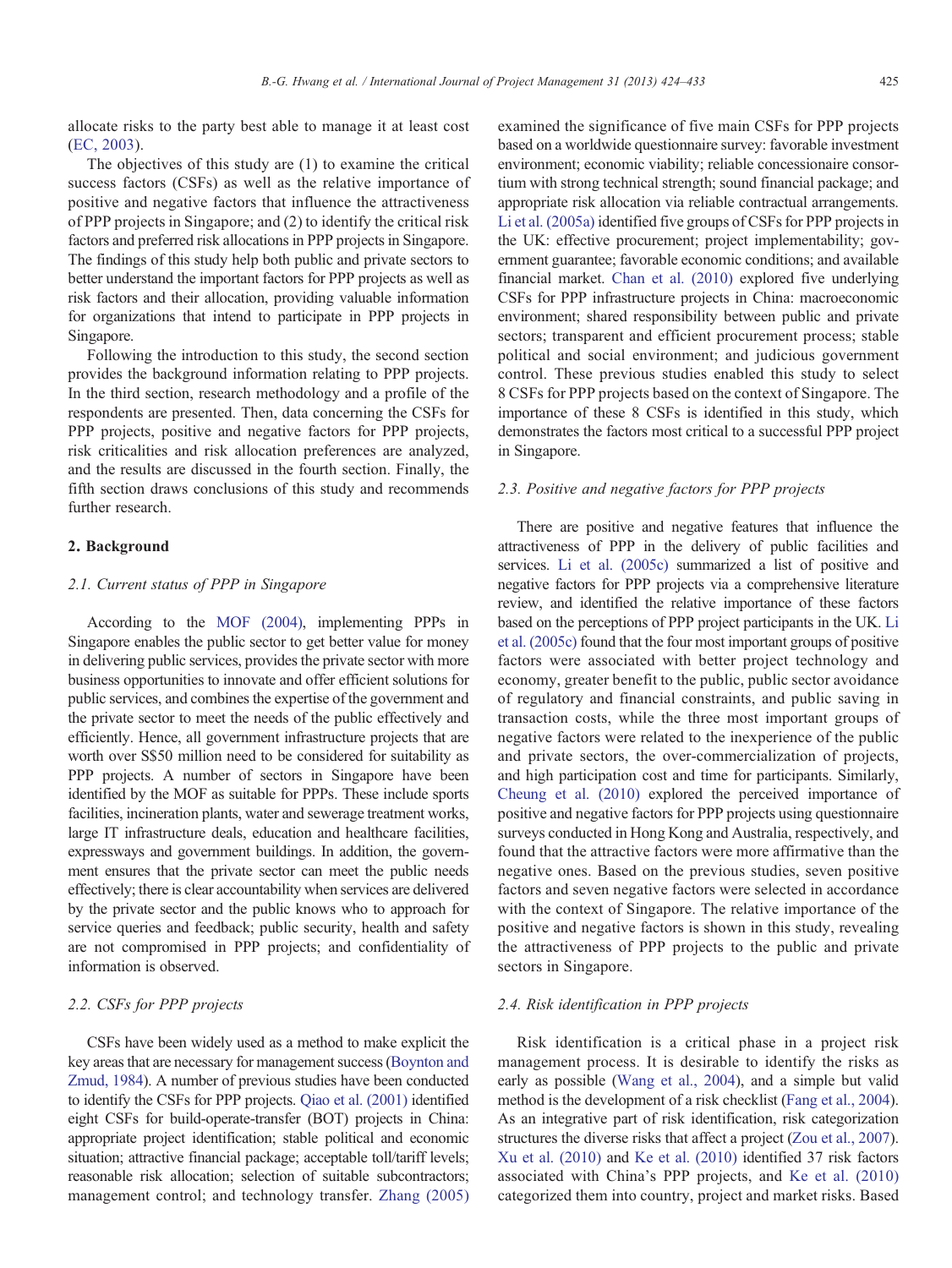allocate risks to the party best able to manage it at least cost (EC, 2003).

The objectives of this study are (1) to examine the critical success factors (CSFs) as well as the relative importance of positive and negative factors that influence the attractiveness of PPP projects in Singapore; and (2) to identify the critical risk factors and preferred risk allocations in PPP projects in Singapore. The findings of this study help both public and private sectors to better understand the important factors for PPP projects as well as risk factors and their allocation, providing valuable information for organizations that intend to participate in PPP projects in Singapore.

Following the introduction to this study, the second section provides the background information relating to PPP projects. In the third section, research methodology and a profile of the respondents are presented. Then, data concerning the CSFs for PPP projects, positive and negative factors for PPP projects, risk criticalities and risk allocation preferences are analyzed, and the results are discussed in the fourth section. Finally, the fifth section draws conclusions of this study and recommends further research.

## 2. Background

### 2.1. Current status of PPP in Singapore

According to the MOF (2004), implementing PPPs in Singapore enables the public sector to get better value for money in delivering public services, provides the private sector with more business opportunities to innovate and offer efficient solutions for public services, and combines the expertise of the government and the private sector to meet the needs of the public effectively and efficiently. Hence, all government infrastructure projects that are worth over S$50 million need to be considered for suitability as PPP projects. A number of sectors in Singapore have been identified by the MOF as suitable for PPPs. These include sports facilities, incineration plants, water and sewerage treatment works, large IT infrastructure deals, education and healthcare facilities, expressways and government buildings. In addition, the government ensures that the private sector can meet the public needs effectively; there is clear accountability when services are delivered by the private sector and the public knows who to approach for service queries and feedback; public security, health and safety are not compromised in PPP projects; and confidentiality of information is observed.

### 2.2. CSFs for PPP projects

CSFs have been widely used as a method to make explicit the key areas that are necessary for management success (Boynton and Zmud, 1984). A number of previous studies have been conducted to identify the CSFs for PPP projects. Qiao et al. (2001) identified eight CSFs for build-operate-transfer (BOT) projects in China: appropriate project identification; stable political and economic situation; attractive financial package; acceptable toll/tariff levels; reasonable risk allocation; selection of suitable subcontractors; management control; and technology transfer. Zhang (2005) examined the significance of five main CSFs for PPP projects based on a worldwide questionnaire survey: favorable investment environment; economic viability; reliable concessionaire consortium with strong technical strength; sound financial package; and appropriate risk allocation via reliable contractual arrangements. Li et al. (2005a) identified five groups of CSFs for PPP projects in the UK: effective procurement; project implementability; government guarantee; favorable economic conditions; and available financial market. Chan et al. (2010) explored five underlying CSFs for PPP infrastructure projects in China: macroeconomic environment; shared responsibility between public and private sectors; transparent and efficient procurement process; stable political and social environment; and judicious government control. These previous studies enabled this study to select 8 CSFs for PPP projects based on the context of Singapore. The importance of these 8 CSFs is identified in this study, which demonstrates the factors most critical to a successful PPP project in Singapore.

### 2.3. Positive and negative factors for PPP projects

There are positive and negative features that influence the attractiveness of PPP in the delivery of public facilities and services. Li et al. (2005c) summarized a list of positive and negative factors for PPP projects via a comprehensive literature review, and identified the relative importance of these factors based on the perceptions of PPP project participants in the UK. Li et al. (2005c) found that the four most important groups of positive factors were associated with better project technology and economy, greater benefit to the public, public sector avoidance of regulatory and financial constraints, and public saving in transaction costs, while the three most important groups of negative factors were related to the inexperience of the public and private sectors, the over-commercialization of projects, and high participation cost and time for participants. Similarly, Cheung et al. (2010) explored the perceived importance of positive and negative factors for PPP projects using questionnaire surveys conducted in Hong Kong and Australia, respectively, and found that the attractive factors were more affirmative than the negative ones. Based on the previous studies, seven positive factors and seven negative factors were selected in accordance with the context of Singapore. The relative importance of the positive and negative factors is shown in this study, revealing the attractiveness of PPP projects to the public and private sectors in Singapore.

### 2.4. Risk identification in PPP projects

Risk identification is a critical phase in a project risk management process. It is desirable to identify the risks as early as possible (Wang et al., 2004), and a simple but valid method is the development of a risk checklist (Fang et al., 2004). As an integrative part of risk identification, risk categorization structures the diverse risks that affect a project (Zou et al., 2007). Xu et al. (2010) and Ke et al. (2010) identified 37 risk factors associated with China's PPP projects, and Ke et al. (2010) categorized them into country, project and market risks. Based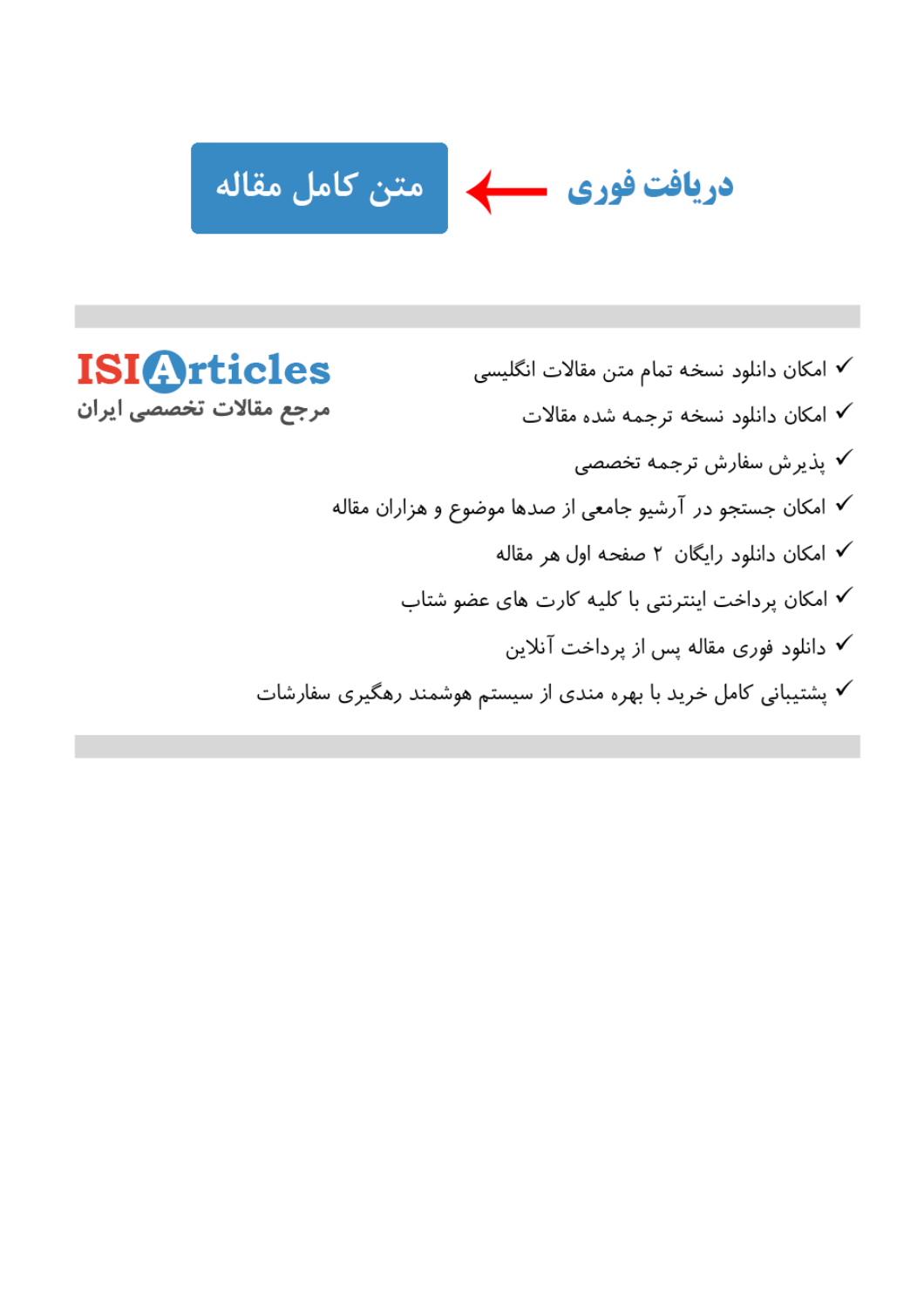دریافت فوری ← **متن کامل مقاله**

**ISIArticles**
مرجع مقالات تخصصی ایران

- ✓ امکان دانلود نسخه تمام متن مقالات انگلیسی
- ✓ امکان دانلود نسخه ترجمه شده مقالات
- ✓ پذیرش سفارش ترجمه تخصصی
- ✓ امکان جستجو در آرشیو جامعی از صدها موضوع و هزاران مقاله
- ✓ امکان دانلود رایگان ۲ صفحه اول هر مقاله
- ✓ امکان پرداخت اینترنتی با کلیه کارت های عضو شتاب
- ✓ دانلود فوری مقاله پس از پرداخت آنلاین
- ✓ پشتیبانی کامل خرید با بهره مندی از سیستم هوشمند رهگیری سفارشات